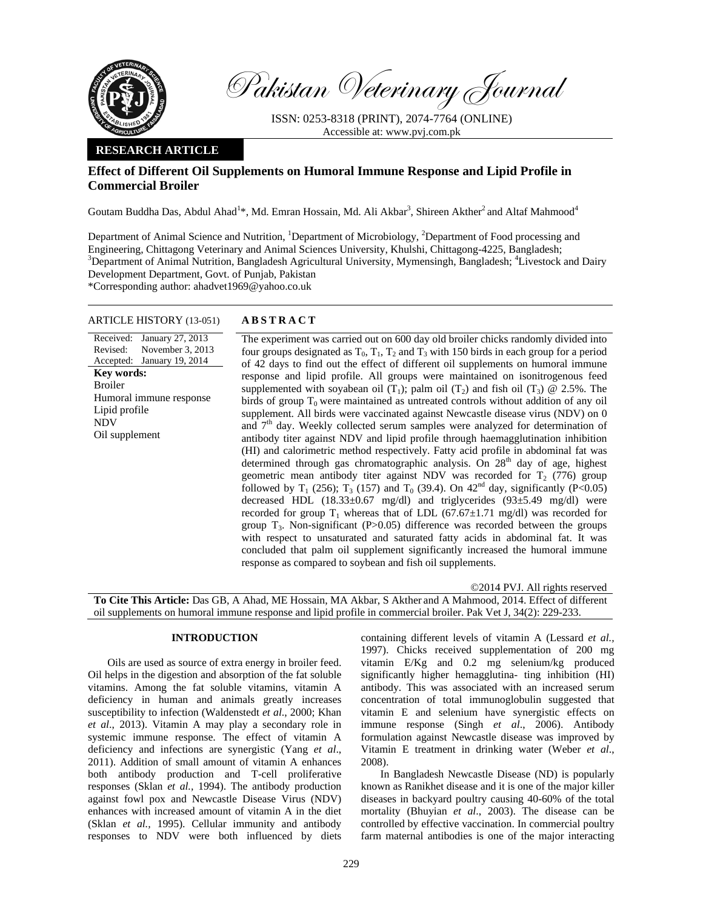# Pakistan Veterinary Journal

ISSN: 0253-8318 (PRINT), 2074-7764 (ONLINE)
Accessible at: www.pvj.com.pk

**RESEARCH ARTICLE**

## Effect of Different Oil Supplements on Humoral Immune Response and Lipid Profile in Commercial Broiler

Goutam Buddha Das, Abdul Ahad[1]*, Md. Emran Hossain, Md. Ali Akbar[3], Shireen Akther[2] and Altaf Mahmood[4]

Department of Animal Science and Nutrition, [1]Department of Microbiology, [2]Department of Food processing and Engineering, Chittagong Veterinary and Animal Sciences University, Khulshi, Chittagong-4225, Bangladesh; [3]Department of Animal Nutrition, Bangladesh Agricultural University, Mymensingh, Bangladesh; [4]Livestock and Dairy Development Department, Govt. of Punjab, Pakistan

*Corresponding author: ahadvet1969@yahoo.co.uk

**ARTICLE HISTORY** (13-051)

Received: January 27, 2013
Revised: November 3, 2013
Accepted: January 19, 2014

**Key words:**
Broiler
Humoral immune response
Lipid profile
NDV
Oil supplement

**ABSTRACT**

The experiment was carried out on 600 day old broiler chicks randomly divided into four groups designated as $T_0$, $T_1$, $T_2$ and $T_3$ with 150 birds in each group for a period of 42 days to find out the effect of different oil supplements on humoral immune response and lipid profile. All groups were maintained on isonitrogenous feed supplemented with soyabean oil ($T_1$); palm oil ($T_2$) and fish oil ($T_3$) @ 2.5%. The birds of group $T_0$ were maintained as untreated controls without addition of any oil supplement. All birds were vaccinated against Newcastle disease virus (NDV) on 0 and 7[th] day. Weekly collected serum samples were analyzed for determination of antibody titer against NDV and lipid profile through haemagglutination inhibition (HI) and calorimetric method respectively. Fatty acid profile in abdominal fat was determined through gas chromatographic analysis. On 28[th] day of age, highest geometric mean antibody titer against NDV was recorded for $T_2$ (776) group followed by $T_1$ (256); $T_3$ (157) and $T_0$ (39.4). On 42[nd] day, significantly ($P<0.05$) decreased HDL (18.33±0.67 mg/dl) and triglycerides (93±5.49 mg/dl) were recorded for group $T_1$ whereas that of LDL (67.67±1.71 mg/dl) was recorded for group $T_3$. Non-significant ($P>0.05$) difference was recorded between the groups with respect to unsaturated and saturated fatty acids in abdominal fat. It was concluded that palm oil supplement significantly increased the humoral immune response as compared to soybean and fish oil supplements.

©2014 PVJ. All rights reserved

**To Cite This Article:** Das GB, A Ahad, ME Hossain, MA Akbar, S Akther and A Mahmood, 2014. Effect of different oil supplements on humoral immune response and lipid profile in commercial broiler. Pak Vet J, 34(2): 229-233.

## INTRODUCTION

Oils are used as source of extra energy in broiler feed. Oil helps in the digestion and absorption of the fat soluble vitamins. Among the fat soluble vitamins, vitamin A deficiency in human and animals greatly increases susceptibility to infection (Waldenstedt *et al*., 2000; Khan *et al*., 2013). Vitamin A may play a secondary role in systemic immune response. The effect of vitamin A deficiency and infections are synergistic (Yang *et al*., 2011). Addition of small amount of vitamin A enhances both antibody production and T-cell proliferative responses (Sklan *et al.,* 1994). The antibody production against fowl pox and Newcastle Disease Virus (NDV) enhances with increased amount of vitamin A in the diet (Sklan *et al.,* 1995). Cellular immunity and antibody responses to NDV were both influenced by diets containing different levels of vitamin A (Lessard *et al.*, 1997). Chicks received supplementation of 200 mg vitamin E/Kg and 0.2 mg selenium/kg produced significantly higher hemagglutina- ting inhibition (HI) antibody. This was associated with an increased serum concentration of total immunoglobulin suggested that vitamin E and selenium have synergistic effects on immune response (Singh *et al*., 2006). Antibody formulation against Newcastle disease was improved by Vitamin E treatment in drinking water (Weber *et al*., 2008).

In Bangladesh Newcastle Disease (ND) is popularly known as Ranikhet disease and it is one of the major killer diseases in backyard poultry causing 40-60% of the total mortality (Bhuyian *et al*., 2003). The disease can be controlled by effective vaccination. In commercial poultry farm maternal antibodies is one of the major interacting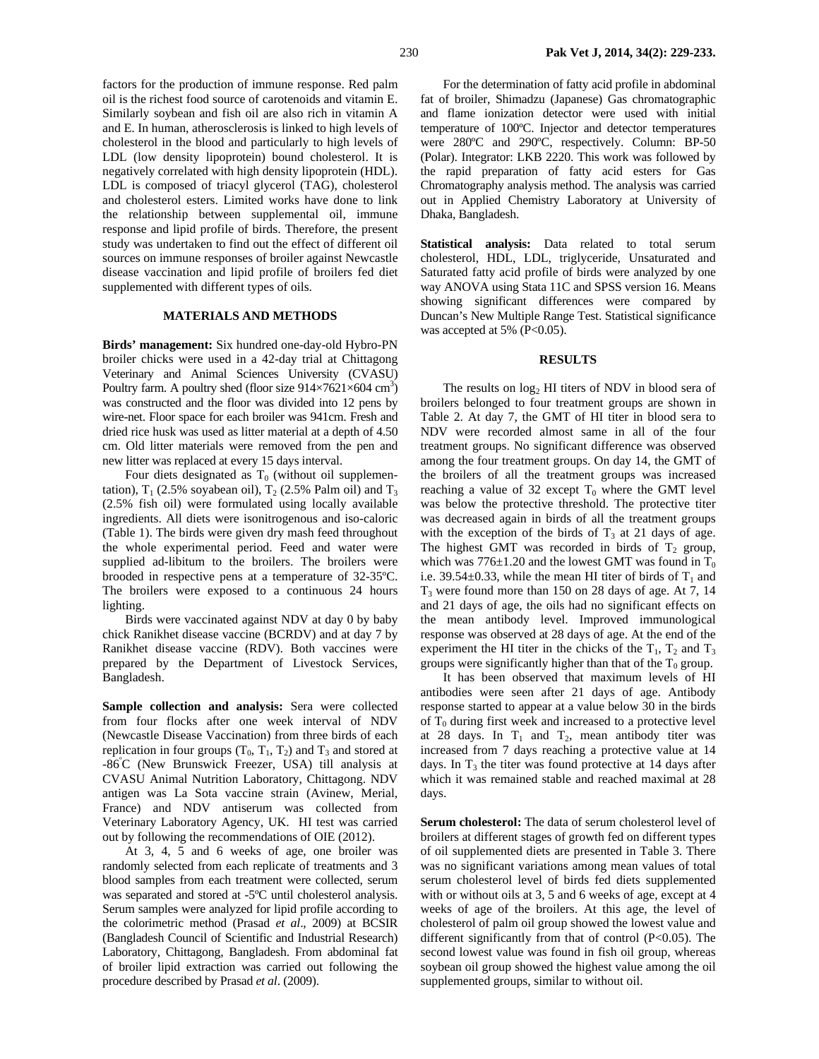factors for the production of immune response. Red palm oil is the richest food source of carotenoids and vitamin E. Similarly soybean and fish oil are also rich in vitamin A and E. In human, atherosclerosis is linked to high levels of cholesterol in the blood and particularly to high levels of LDL (low density lipoprotein) bound cholesterol. It is negatively correlated with high density lipoprotein (HDL). LDL is composed of triacyl glycerol (TAG), cholesterol and cholesterol esters. Limited works have done to link the relationship between supplemental oil, immune response and lipid profile of birds. Therefore, the present study was undertaken to find out the effect of different oil sources on immune responses of broiler against Newcastle disease vaccination and lipid profile of broilers fed diet supplemented with different types of oils.

## MATERIALS AND METHODS

**Birds' management:** Six hundred one-day-old Hybro-PN broiler chicks were used in a 42-day trial at Chittagong Veterinary and Animal Sciences University (CVASU) Poultry farm. A poultry shed (floor size 914×7621×604 $cm^3$) was constructed and the floor was divided into 12 pens by wire-net. Floor space for each broiler was 941cm. Fresh and dried rice husk was used as litter material at a depth of 4.50 cm. Old litter materials were removed from the pen and new litter was replaced at every 15 days interval.

Four diets designated as $T_0$ (without oil supplementation), $T_1$ (2.5% soyabean oil), $T_2$ (2.5% Palm oil) and $T_3$ (2.5% fish oil) were formulated using locally available ingredients. All diets were isonitrogenous and iso-caloric (Table 1). The birds were given dry mash feed throughout the whole experimental period. Feed and water were supplied ad-libitum to the broilers. The broilers were brooded in respective pens at a temperature of 32-35ºC. The broilers were exposed to a continuous 24 hours lighting.

Birds were vaccinated against NDV at day 0 by baby chick Ranikhet disease vaccine (BCRDV) and at day 7 by Ranikhet disease vaccine (RDV). Both vaccines were prepared by the Department of Livestock Services, Bangladesh.

**Sample collection and analysis:** Sera were collected from four flocks after one week interval of NDV (Newcastle Disease Vaccination) from three birds of each replication in four groups ($T_0$, $T_1$, $T_2$) and $T_3$ and stored at -86°C (New Brunswick Freezer, USA) till analysis at CVASU Animal Nutrition Laboratory, Chittagong. NDV antigen was La Sota vaccine strain (Avinew, Merial, France) and NDV antiserum was collected from Veterinary Laboratory Agency, UK. HI test was carried out by following the recommendations of OIE (2012).

At 3, 4, 5 and 6 weeks of age, one broiler was randomly selected from each replicate of treatments and 3 blood samples from each treatment were collected, serum was separated and stored at -5ºC until cholesterol analysis. Serum samples were analyzed for lipid profile according to the colorimetric method (Prasad *et al*., 2009) at BCSIR (Bangladesh Council of Scientific and Industrial Research) Laboratory, Chittagong, Bangladesh. From abdominal fat of broiler lipid extraction was carried out following the procedure described by Prasad *et al*. (2009).

For the determination of fatty acid profile in abdominal fat of broiler, Shimadzu (Japanese) Gas chromatographic and flame ionization detector were used with initial temperature of 100ºC. Injector and detector temperatures were 280ºC and 290ºC, respectively. Column: BP-50 (Polar). Integrator: LKB 2220. This work was followed by the rapid preparation of fatty acid esters for Gas Chromatography analysis method. The analysis was carried out in Applied Chemistry Laboratory at University of Dhaka, Bangladesh.

**Statistical analysis:** Data related to total serum cholesterol, HDL, LDL, triglyceride, Unsaturated and Saturated fatty acid profile of birds were analyzed by one way ANOVA using Stata 11C and SPSS version 16. Means showing significant differences were compared by Duncan's New Multiple Range Test. Statistical significance was accepted at 5% ($P<0.05$).

## RESULTS

The results on $\log_2$ HI titers of NDV in blood sera of broilers belonged to four treatment groups are shown in Table 2. At day 7, the GMT of HI titer in blood sera to NDV were recorded almost same in all of the four treatment groups. No significant difference was observed among the four treatment groups. On day 14, the GMT of the broilers of all the treatment groups was increased reaching a value of 32 except $T_0$ where the GMT level was below the protective threshold. The protective titer was decreased again in birds of all the treatment groups with the exception of the birds of $T_3$ at 21 days of age. The highest GMT was recorded in birds of $T_2$ group, which was 776±1.20 and the lowest GMT was found in $T_0$ i.e. 39.54±0.33, while the mean HI titer of birds of $T_1$ and $T_3$ were found more than 150 on 28 days of age. At 7, 14 and 21 days of age, the oils had no significant effects on the mean antibody level. Improved immunological response was observed at 28 days of age. At the end of the experiment the HI titer in the chicks of the $T_1$, $T_2$ and $T_3$ groups were significantly higher than that of the $T_0$ group.

It has been observed that maximum levels of HI antibodies were seen after 21 days of age. Antibody response started to appear at a value below 30 in the birds of $T_0$ during first week and increased to a protective level at 28 days. In $T_1$ and $T_2$, mean antibody titer was increased from 7 days reaching a protective value at 14 days. In $T_3$ the titer was found protective at 14 days after which it was remained stable and reached maximal at 28 days.

**Serum cholesterol:** The data of serum cholesterol level of broilers at different stages of growth fed on different types of oil supplemented diets are presented in Table 3. There was no significant variations among mean values of total serum cholesterol level of birds fed diets supplemented with or without oils at 3, 5 and 6 weeks of age, except at 4 weeks of age of the broilers. At this age, the level of cholesterol of palm oil group showed the lowest value and different significantly from that of control ($P<0.05$). The second lowest value was found in fish oil group, whereas soybean oil group showed the highest value among the oil supplemented groups, similar to without oil.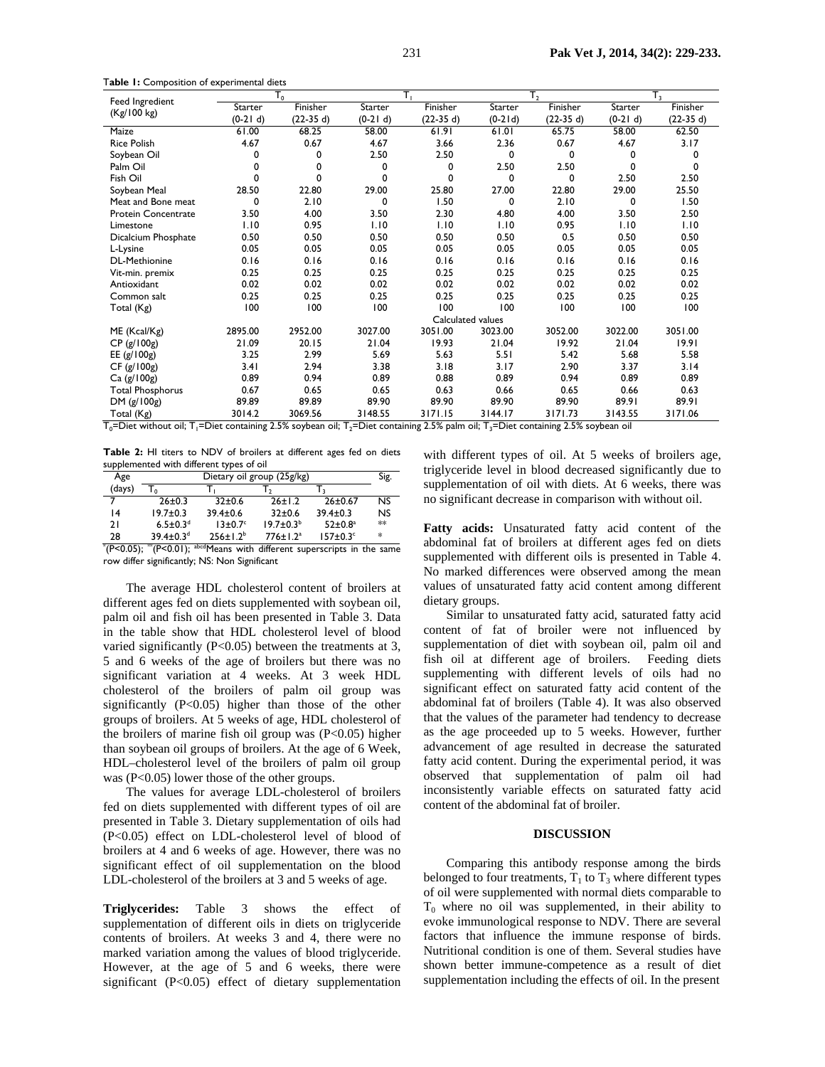**Table 1:** Composition of experimental diets

| Feed Ingredient (Kg/100 kg) | $T_0$ | | $T_1$ | | $T_2$ | | $T_3$ | |
|---|---|---|---|---|---|---|---|---|
| | Starter (0-21 d) | Finisher (22-35 d) | Starter (0-21 d) | Finisher (22-35 d) | Starter (0-21d) | Finisher (22-35 d) | Starter (0-21 d) | Finisher (22-35 d) |
| Maize | 61.00 | 68.25 | 58.00 | 61.91 | 61.01 | 65.75 | 58.00 | 62.50 |
| Rice Polish | 4.67 | 0.67 | 4.67 | 3.66 | 2.36 | 0.67 | 4.67 | 3.17 |
| Soybean Oil | 0 | 0 | 2.50 | 2.50 | 0 | 0 | 0 | 0 |
| Palm Oil | 0 | 0 | 0 | 0 | 2.50 | 2.50 | 0 | 0 |
| Fish Oil | 0 | 0 | 0 | 0 | 0 | 0 | 2.50 | 2.50 |
| Soybean Meal | 28.50 | 22.80 | 29.00 | 25.80 | 27.00 | 22.80 | 29.00 | 25.50 |
| Meat and Bone meat | 0 | 2.10 | 0 | 1.50 | 0 | 2.10 | 0 | 1.50 |
| Protein Concentrate | 3.50 | 4.00 | 3.50 | 2.30 | 4.80 | 4.00 | 3.50 | 2.50 |
| Limestone | 1.10 | 0.95 | 1.10 | 1.10 | 1.10 | 0.95 | 1.10 | 1.10 |
| Dicalcium Phosphate | 0.50 | 0.50 | 0.50 | 0.50 | 0.50 | 0.5 | 0.50 | 0.50 |
| L-Lysine | 0.05 | 0.05 | 0.05 | 0.05 | 0.05 | 0.05 | 0.05 | 0.05 |
| DL-Methionine | 0.16 | 0.16 | 0.16 | 0.16 | 0.16 | 0.16 | 0.16 | 0.16 |
| Vit-min. premix | 0.25 | 0.25 | 0.25 | 0.25 | 0.25 | 0.25 | 0.25 | 0.25 |
| Antioxidant | 0.02 | 0.02 | 0.02 | 0.02 | 0.02 | 0.02 | 0.02 | 0.02 |
| Common salt | 0.25 | 0.25 | 0.25 | 0.25 | 0.25 | 0.25 | 0.25 | 0.25 |
| Total (Kg) | 100 | 100 | 100 | 100 | 100 | 100 | 100 | 100 |
| | | | | Calculated values | | | | |
| ME (Kcal/Kg) | 2895.00 | 2952.00 | 3027.00 | 3051.00 | 3023.00 | 3052.00 | 3022.00 | 3051.00 |
| CP (g/100g) | 21.09 | 20.15 | 21.04 | 19.93 | 21.04 | 19.92 | 21.04 | 19.91 |
| EE (g/100g) | 3.25 | 2.99 | 5.69 | 5.63 | 5.51 | 5.42 | 5.68 | 5.58 |
| CF (g/100g) | 3.41 | 2.94 | 3.38 | 3.18 | 3.17 | 2.90 | 3.37 | 3.14 |
| Ca (g/100g) | 0.89 | 0.94 | 0.89 | 0.88 | 0.89 | 0.94 | 0.89 | 0.89 |
| Total Phosphorus | 0.67 | 0.65 | 0.65 | 0.63 | 0.66 | 0.65 | 0.66 | 0.63 |
| DM (g/100g) | 89.89 | 89.89 | 89.90 | 89.90 | 89.90 | 89.90 | 89.91 | 89.91 |
| Total (Kg) | 3014.2 | 3069.56 | 3148.55 | 3171.15 | 3144.17 | 3171.73 | 3143.55 | 3171.06 |

$T_0$=Diet without oil; $T_1$=Diet containing 2.5% soybean oil; $T_2$=Diet containing 2.5% palm oil; $T_3$=Diet containing 2.5% soybean oil

**Table 2:** HI titers to NDV of broilers at different ages fed on diets supplemented with different types of oil

| Age (days) | Dietary oil group (25g/kg) | | | | Sig. |
|---|---|---|---|---|---|
| | $T_0$ | $T_1$ | $T_2$ | $T_3$ | |
| 7 | 26±0.3 | 32±0.6 | 26±1.2 | 26±0.67 | NS |
| 14 | 19.7±0.3 | 39.4±0.6 | 32±0.6 | 39.4±0.3 | NS |
| 21 | 6.5±0.3$^d$ | 13±0.7$^c$ | 19.7±0.3$^b$ | 52±0.8$^a$ | ** |
| 28 | 39.4±0.3$^d$ | 256±1.2$^b$ | 776±1.2$^a$ | 157±0.3$^c$ | * |

*(P<0.05); **(P<0.01); abcdMeans with different superscripts in the same row differ significantly; NS: Non Significant

The average HDL cholesterol content of broilers at different ages fed on diets supplemented with soybean oil, palm oil and fish oil has been presented in Table 3. Data in the table show that HDL cholesterol level of blood varied significantly (P<0.05) between the treatments at 3, 5 and 6 weeks of the age of broilers but there was no significant variation at 4 weeks. At 3 week HDL cholesterol of the broilers of palm oil group was significantly (P<0.05) higher than those of the other groups of broilers. At 5 weeks of age, HDL cholesterol of the broilers of marine fish oil group was (P<0.05) higher than soybean oil groups of broilers. At the age of 6 Week, HDL–cholesterol level of the broilers of palm oil group was (P<0.05) lower those of the other groups.

The values for average LDL-cholesterol of broilers fed on diets supplemented with different types of oil are presented in Table 3. Dietary supplementation of oils had (P<0.05) effect on LDL-cholesterol level of blood of broilers at 4 and 6 weeks of age. However, there was no significant effect of oil supplementation on the blood LDL-cholesterol of the broilers at 3 and 5 weeks of age.

**Triglycerides:** Table 3 shows the effect of supplementation of different oils in diets on triglyceride contents of broilers. At weeks 3 and 4, there were no marked variation among the values of blood triglyceride. However, at the age of 5 and 6 weeks, there were significant (P<0.05) effect of dietary supplementation with different types of oil. At 5 weeks of broilers age, triglyceride level in blood decreased significantly due to supplementation of oil with diets. At 6 weeks, there was no significant decrease in comparison with without oil.

**Fatty acids:** Unsaturated fatty acid content of the abdominal fat of broilers at different ages fed on diets supplemented with different oils is presented in Table 4. No marked differences were observed among the mean values of unsaturated fatty acid content among different dietary groups.

Similar to unsaturated fatty acid, saturated fatty acid content of fat of broiler were not influenced by supplementation of diet with soybean oil, palm oil and fish oil at different age of broilers. Feeding diets supplementing with different levels of oils had no significant effect on saturated fatty acid content of the abdominal fat of broilers (Table 4). It was also observed that the values of the parameter had tendency to decrease as the age proceeded up to 5 weeks. However, further advancement of age resulted in decrease the saturated fatty acid content. During the experimental period, it was observed that supplementation of palm oil had inconsistently variable effects on saturated fatty acid content of the abdominal fat of broiler.

## DISCUSSION

Comparing this antibody response among the birds belonged to four treatments, $T_1$ to $T_3$ where different types of oil were supplemented with normal diets comparable to $T_0$ where no oil was supplemented, in their ability to evoke immunological response to NDV. There are several factors that influence the immune response of birds. Nutritional condition is one of them. Several studies have shown better immune-competence as a result of diet supplementation including the effects of oil. In the present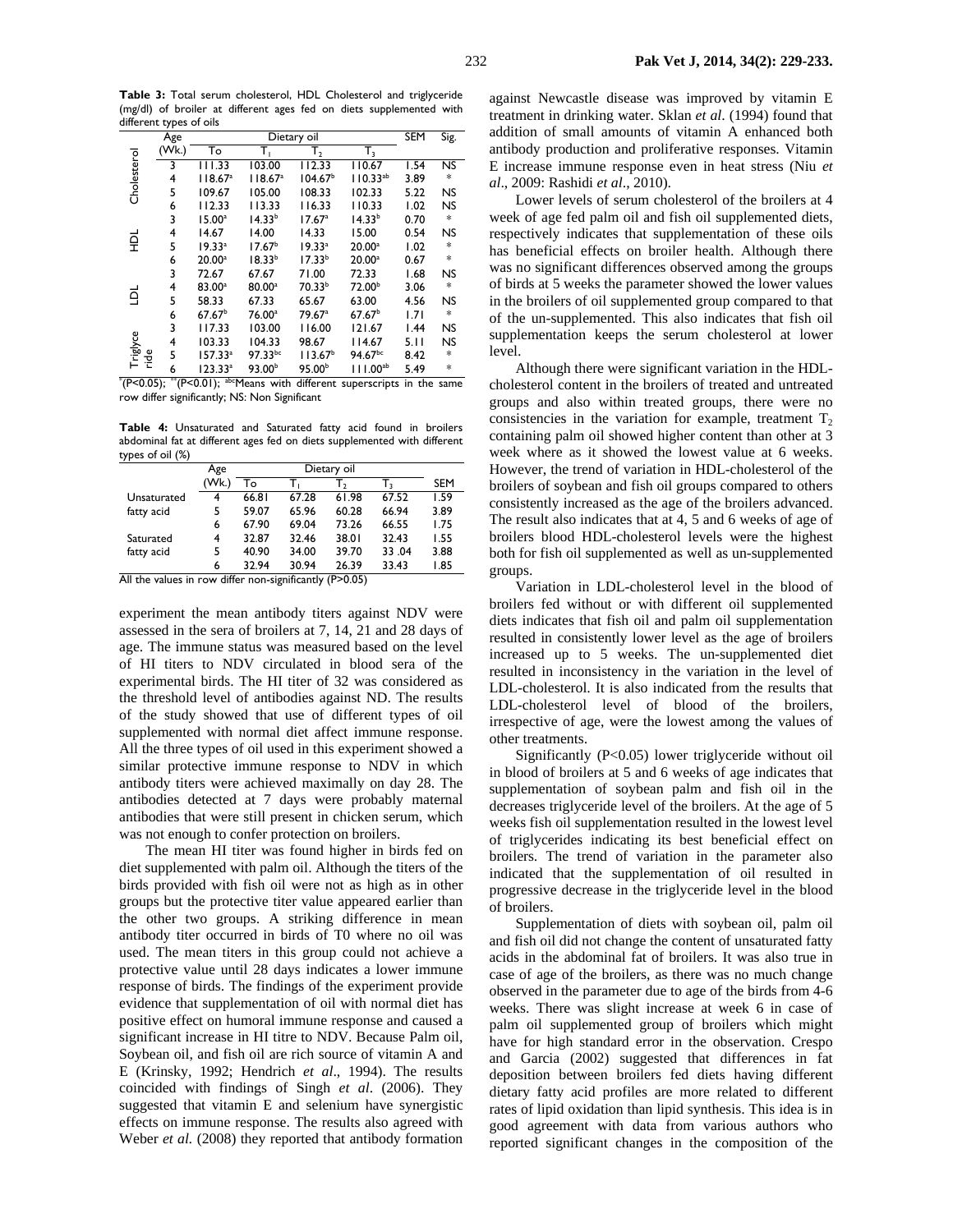**Table 3:** Total serum cholesterol, HDL Cholesterol and triglyceride (mg/dl) of broiler at different ages fed on diets supplemented with different types of oils

| | Age (Wk.) | Dietary oil | | | | SEM | Sig. |
|---|---|---|---|---|---|---|---|
| | | To | $T_1$ | $T_2$ | $T_3$ | | |
| Cholesterol | 3 | 111.33 | 103.00 | 112.33 | 110.67 | 1.54 | NS |
| | 4 | 118.67[a] | 118.67[a] | 104.67[b] | 110.33[ab] | 3.89 | * |
| | 5 | 109.67 | 105.00 | 108.33 | 102.33 | 5.22 | NS |
| | 6 | 112.33 | 113.33 | 116.33 | 110.33 | 1.02 | NS |
| HDL | 3 | 15.00[a] | 14.33[b] | 17.67[a] | 14.33[b] | 0.70 | * |
| | 4 | 14.67 | 14.00 | 14.33 | 15.00 | 0.54 | NS |
| | 5 | 19.33[a] | 17.67[b] | 19.33[a] | 20.00[a] | 1.02 | * |
| | 6 | 20.00[a] | 18.33[b] | 17.33[b] | 20.00[a] | 0.67 | * |
| LDL | 3 | 72.67 | 67.67 | 71.00 | 72.33 | 1.68 | NS |
| | 4 | 83.00[a] | 80.00[a] | 70.33[b] | 72.00[b] | 3.06 | * |
| | 5 | 58.33 | 67.33 | 65.67 | 63.00 | 4.56 | NS |
| | 6 | 67.67[b] | 76.00[a] | 79.67[a] | 67.67[b] | 1.71 | * |
| Triglyceride | 3 | 117.33 | 103.00 | 116.00 | 121.67 | 1.44 | NS |
| | 4 | 103.33 | 104.33 | 98.67 | 114.67 | 5.11 | NS |
| | 5 | 157.33[a] | 97.33[bc] | 113.67[b] | 94.67[bc] | 8.42 | * |
| | 6 | 123.33[a] | 93.00[b] | 95.00[b] | 111.00[ab] | 5.49 | * |

*(P<0.05); **(P<0.01); [abc]Means with different superscripts in the same row differ significantly; NS: Non Significant

**Table 4:** Unsaturated and Saturated fatty acid found in broilers abdominal fat at different ages fed on diets supplemented with different types of oil (%)

| | Age (Wk.) | Dietary oil | | | | SEM |
|---|---|---|---|---|---|---|
| | | To | $T_1$ | $T_2$ | $T_3$ | |
| Unsaturated fatty acid | 4 | 66.81 | 67.28 | 61.98 | 67.52 | 1.59 |
| | 5 | 59.07 | 65.96 | 60.28 | 66.94 | 3.89 |
| | 6 | 67.90 | 69.04 | 73.26 | 66.55 | 1.75 |
| Saturated fatty acid | 4 | 32.87 | 32.46 | 38.01 | 32.43 | 1.55 |
| | 5 | 40.90 | 34.00 | 39.70 | 33 .04 | 3.88 |
| | 6 | 32.94 | 30.94 | 26.39 | 33.43 | 1.85 |

All the values in row differ non-significantly (P>0.05)

experiment the mean antibody titers against NDV were assessed in the sera of broilers at 7, 14, 21 and 28 days of age. The immune status was measured based on the level of HI titers to NDV circulated in blood sera of the experimental birds. The HI titer of 32 was considered as the threshold level of antibodies against ND. The results of the study showed that use of different types of oil supplemented with normal diet affect immune response. All the three types of oil used in this experiment showed a similar protective immune response to NDV in which antibody titers were achieved maximally on day 28. The antibodies detected at 7 days were probably maternal antibodies that were still present in chicken serum, which was not enough to confer protection on broilers.

The mean HI titer was found higher in birds fed on diet supplemented with palm oil. Although the titers of the birds provided with fish oil were not as high as in other groups but the protective titer value appeared earlier than the other two groups. A striking difference in mean antibody titer occurred in birds of T0 where no oil was used. The mean titers in this group could not achieve a protective value until 28 days indicates a lower immune response of birds. The findings of the experiment provide evidence that supplementation of oil with normal diet has positive effect on humoral immune response and caused a significant increase in HI titre to NDV. Because Palm oil, Soybean oil, and fish oil are rich source of vitamin A and E (Krinsky, 1992; Hendrich *et al*., 1994). The results coincided with findings of Singh *et al*. (2006). They suggested that vitamin E and selenium have synergistic effects on immune response. The results also agreed with Weber *et al.* (2008) they reported that antibody formation against Newcastle disease was improved by vitamin E treatment in drinking water. Sklan *et al*. (1994) found that addition of small amounts of vitamin A enhanced both antibody production and proliferative responses. Vitamin E increase immune response even in heat stress (Niu *et al*., 2009: Rashidi *et al*., 2010).

Lower levels of serum cholesterol of the broilers at 4 week of age fed palm oil and fish oil supplemented diets, respectively indicates that supplementation of these oils has beneficial effects on broiler health. Although there was no significant differences observed among the groups of birds at 5 weeks the parameter showed the lower values in the broilers of oil supplemented group compared to that of the un-supplemented. This also indicates that fish oil supplementation keeps the serum cholesterol at lower level.

Although there were significant variation in the HDL-cholesterol content in the broilers of treated and untreated groups and also within treated groups, there were no consistencies in the variation for example, treatment $T_2$ containing palm oil showed higher content than other at 3 week where as it showed the lowest value at 6 weeks. However, the trend of variation in HDL-cholesterol of the broilers of soybean and fish oil groups compared to others consistently increased as the age of the broilers advanced. The result also indicates that at 4, 5 and 6 weeks of age of broilers blood HDL-cholesterol levels were the highest both for fish oil supplemented as well as un-supplemented groups.

Variation in LDL-cholesterol level in the blood of broilers fed without or with different oil supplemented diets indicates that fish oil and palm oil supplementation resulted in consistently lower level as the age of broilers increased up to 5 weeks. The un-supplemented diet resulted in inconsistency in the variation in the level of LDL-cholesterol. It is also indicated from the results that LDL-cholesterol level of blood of the broilers, irrespective of age, were the lowest among the values of other treatments.

Significantly (P<0.05) lower triglyceride without oil in blood of broilers at 5 and 6 weeks of age indicates that supplementation of soybean palm and fish oil in the decreases triglyceride level of the broilers. At the age of 5 weeks fish oil supplementation resulted in the lowest level of triglycerides indicating its best beneficial effect on broilers. The trend of variation in the parameter also indicated that the supplementation of oil resulted in progressive decrease in the triglyceride level in the blood of broilers.

Supplementation of diets with soybean oil, palm oil and fish oil did not change the content of unsaturated fatty acids in the abdominal fat of broilers. It was also true in case of age of the broilers, as there was not much change observed in the parameter due to age of the birds from 4-6 weeks. There was slight increase at week 6 in case of palm oil supplemented group of broilers which might have for high standard error in the observation. Crespo and Garcia (2002) suggested that differences in fat deposition between broilers fed diets having different dietary fatty acid profiles are more related to different rates of lipid oxidation than lipid synthesis. This idea is in good agreement with data from various authors who reported significant changes in the composition of the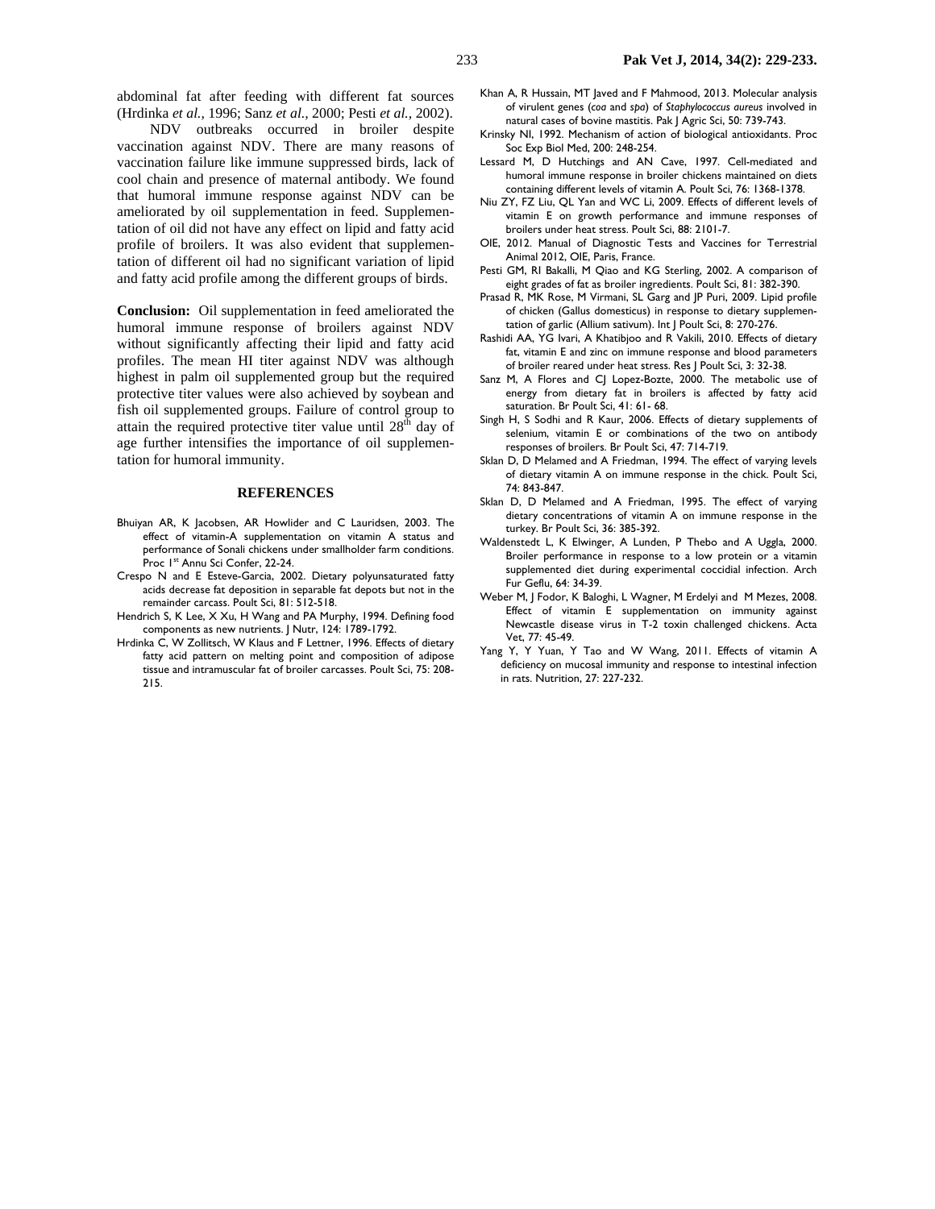abdominal fat after feeding with different fat sources (Hrdinka *et al.,* 1996; Sanz *et al.,* 2000; Pesti *et al.,* 2002).

NDV outbreaks occurred in broiler despite vaccination against NDV. There are many reasons of vaccination failure like immune suppressed birds, lack of cool chain and presence of maternal antibody. We found that humoral immune response against NDV can be ameliorated by oil supplementation in feed. Supplementation of oil did not have any effect on lipid and fatty acid profile of broilers. It was also evident that supplementation of different oil had no significant variation of lipid and fatty acid profile among the different groups of birds.

**Conclusion:** Oil supplementation in feed ameliorated the humoral immune response of broilers against NDV without significantly affecting their lipid and fatty acid profiles. The mean HI titer against NDV was although highest in palm oil supplemented group but the required protective titer values were also achieved by soybean and fish oil supplemented groups. Failure of control group to attain the required protective titer value until 28th day of age further intensifies the importance of oil supplementation for humoral immunity.

## REFERENCES

Bhuiyan AR, K Jacobsen, AR Howlider and C Lauridsen, 2003. The effect of vitamin-A supplementation on vitamin A status and performance of Sonali chickens under smallholder farm conditions. Proc 1st Annu Sci Confer, 22-24.

Crespo N and E Esteve-Garcia, 2002. Dietary polyunsaturated fatty acids decrease fat deposition in separable fat depots but not in the remainder carcass. Poult Sci, 81: 512-518.

Hendrich S, K Lee, X Xu, H Wang and PA Murphy, 1994. Defining food components as new nutrients. J Nutr, 124: 1789-1792.

Hrdinka C, W Zollitsch, W Klaus and F Lettner, 1996. Effects of dietary fatty acid pattern on melting point and composition of adipose tissue and intramuscular fat of broiler carcasses. Poult Sci, 75: 208-215.

Khan A, R Hussain, MT Javed and F Mahmood, 2013. Molecular analysis of virulent genes (*coa* and *spa*) of *Staphylococcus aureus* involved in natural cases of bovine mastitis. Pak J Agric Sci, 50: 739-743.

Krinsky NI, 1992. Mechanism of action of biological antioxidants. Proc Soc Exp Biol Med, 200: 248-254.

Lessard M, D Hutchings and AN Cave, 1997. Cell-mediated and humoral immune response in broiler chickens maintained on diets containing different levels of vitamin A. Poult Sci, 76: 1368-1378.

Niu ZY, FZ Liu, QL Yan and WC Li, 2009. Effects of different levels of vitamin E on growth performance and immune responses of broilers under heat stress. Poult Sci, 88: 2101-7.

OIE, 2012. Manual of Diagnostic Tests and Vaccines for Terrestrial Animal 2012, OIE, Paris, France.

Pesti GM, RI Bakalli, M Qiao and KG Sterling, 2002. A comparison of eight grades of fat as broiler ingredients. Poult Sci, 81: 382-390.

Prasad R, MK Rose, M Virmani, SL Garg and JP Puri, 2009. Lipid profile of chicken (Gallus domesticus) in response to dietary supplementation of garlic (Allium sativum). Int J Poult Sci, 8: 270-276.

Rashidi AA, YG Ivari, A Khatibjoo and R Vakili, 2010. Effects of dietary fat, vitamin E and zinc on immune response and blood parameters of broiler reared under heat stress. Res J Poult Sci, 3: 32-38.

Sanz M, A Flores and CJ Lopez-Bozte, 2000. The metabolic use of energy from dietary fat in broilers is affected by fatty acid saturation. Br Poult Sci, 41: 61- 68.

Singh H, S Sodhi and R Kaur, 2006. Effects of dietary supplements of selenium, vitamin E or combinations of the two on antibody responses of broilers. Br Poult Sci, 47: 714-719.

Sklan D, D Melamed and A Friedman, 1994. The effect of varying levels of dietary vitamin A on immune response in the chick. Poult Sci, 74: 843-847.

Sklan D, D Melamed and A Friedman, 1995. The effect of varying dietary concentrations of vitamin A on immune response in the turkey. Br Poult Sci, 36: 385-392.

Waldenstedt L, K Elwinger, A Lunden, P Thebo and A Uggla, 2000. Broiler performance in response to a low protein or a vitamin supplemented diet during experimental coccidial infection. Arch Fur Geflu, 64: 34-39.

Weber M, J Fodor, K Baloghi, L Wagner, M Erdelyi and M Mezes, 2008. Effect of vitamin E supplementation on immunity against Newcastle disease virus in T-2 toxin challenged chickens. Acta Vet, 77: 45-49.

Yang Y, Y Yuan, Y Tao and W Wang, 2011. Effects of vitamin A deficiency on mucosal immunity and response to intestinal infection in rats. Nutrition, 27: 227-232.